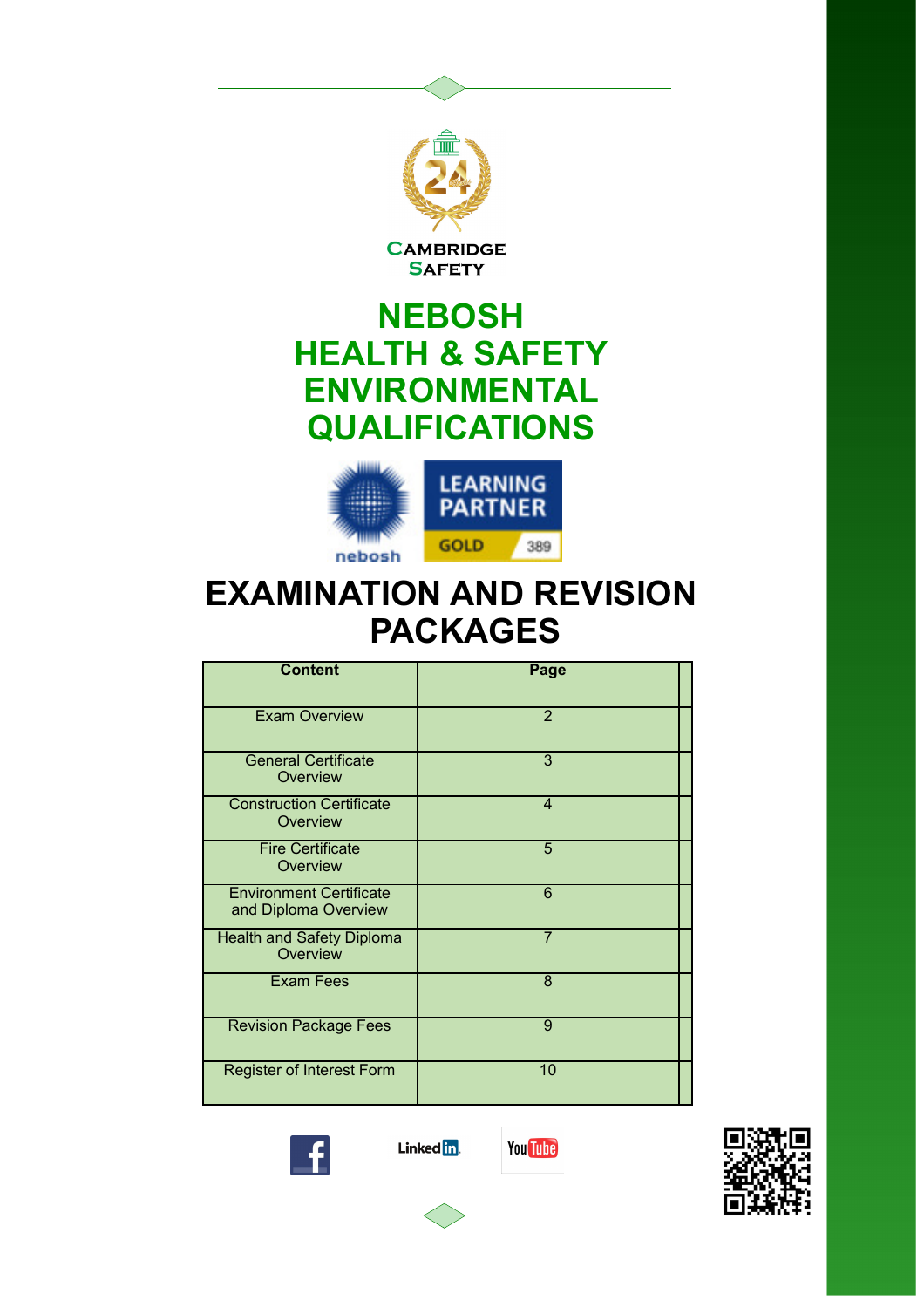Cambridge Safety

# NEBOSH HEALTH & SAFETY ENVIRONMENTAL QUALIFICATIONS

nebosh

LEARNING PARTNER GOLD 389

# EXAMINATION AND REVISION PACKAGES

| Content | Page |
|---|---|
| Exam Overview | 2 |
| General Certificate Overview | 3 |
| Construction Certificate Overview | 4 |
| Fire Certificate Overview | 5 |
| Environment Certificate and Diploma Overview | 6 |
| Health and Safety Diploma Overview | 7 |
| Exam Fees | 8 |
| Revision Package Fees | 9 |
| Register of Interest Form | 10 |

LinkedIn YouTube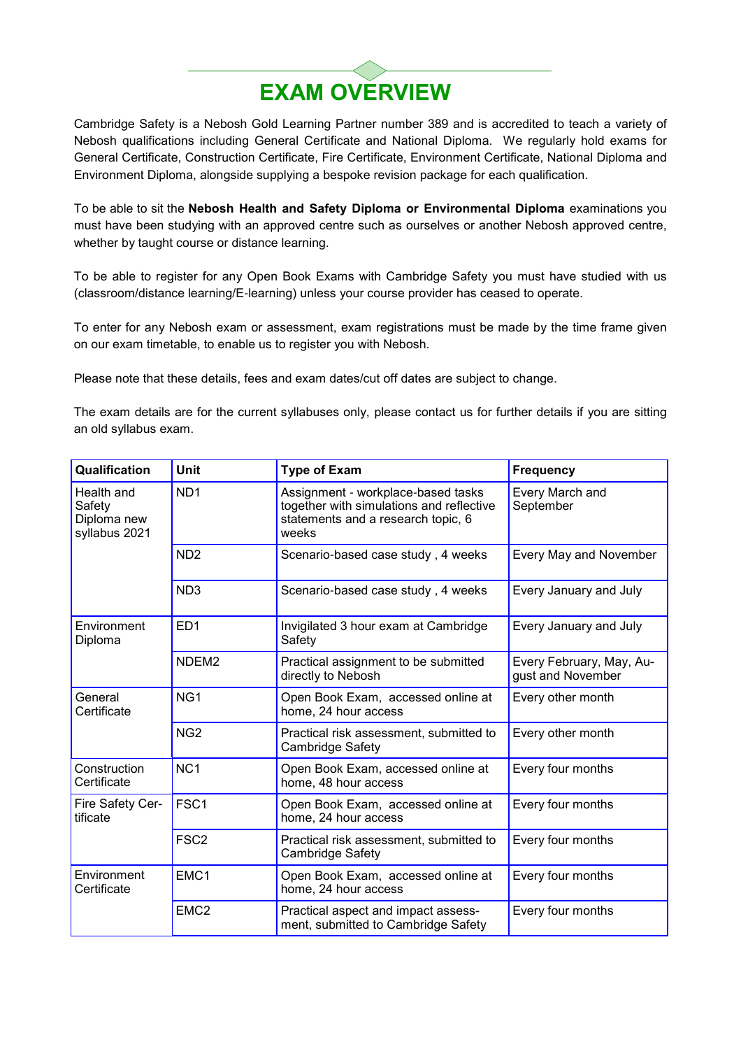# EXAM OVERVIEW

Cambridge Safety is a Nebosh Gold Learning Partner number 389 and is accredited to teach a variety of Nebosh qualifications including General Certificate and National Diploma. We regularly hold exams for General Certificate, Construction Certificate, Fire Certificate, Environment Certificate, National Diploma and Environment Diploma, alongside supplying a bespoke revision package for each qualification.

To be able to sit the **Nebosh Health and Safety Diploma or Environmental Diploma** examinations you must have been studying with an approved centre such as ourselves or another Nebosh approved centre, whether by taught course or distance learning.

To be able to register for any Open Book Exams with Cambridge Safety you must have studied with us (classroom/distance learning/E-learning) unless your course provider has ceased to operate.

To enter for any Nebosh exam or assessment, exam registrations must be made by the time frame given on our exam timetable, to enable us to register you with Nebosh.

Please note that these details, fees and exam dates/cut off dates are subject to change.

The exam details are for the current syllabuses only, please contact us for further details if you are sitting an old syllabus exam.

| Qualification | Unit | Type of Exam | Frequency |
|---|---|---|---|
| Health and Safety Diploma new syllabus 2021 | ND1 | Assignment - workplace-based tasks together with simulations and reflective statements and a research topic, 6 weeks | Every March and September |
| | ND2 | Scenario-based case study , 4 weeks | Every May and November |
| | ND3 | Scenario-based case study , 4 weeks | Every January and July |
| Environment Diploma | ED1 | Invigilated 3 hour exam at Cambridge Safety | Every January and July |
| | NDEM2 | Practical assignment to be submitted directly to Nebosh | Every February, May, August and November |
| General Certificate | NG1 | Open Book Exam, accessed online at home, 24 hour access | Every other month |
| | NG2 | Practical risk assessment, submitted to Cambridge Safety | Every other month |
| Construction Certificate | NC1 | Open Book Exam, accessed online at home, 48 hour access | Every four months |
| Fire Safety Certificate | FSC1 | Open Book Exam, accessed online at home, 24 hour access | Every four months |
| | FSC2 | Practical risk assessment, submitted to Cambridge Safety | Every four months |
| Environment Certificate | EMC1 | Open Book Exam, accessed online at home, 24 hour access | Every four months |
| | EMC2 | Practical aspect and impact assessment, submitted to Cambridge Safety | Every four months |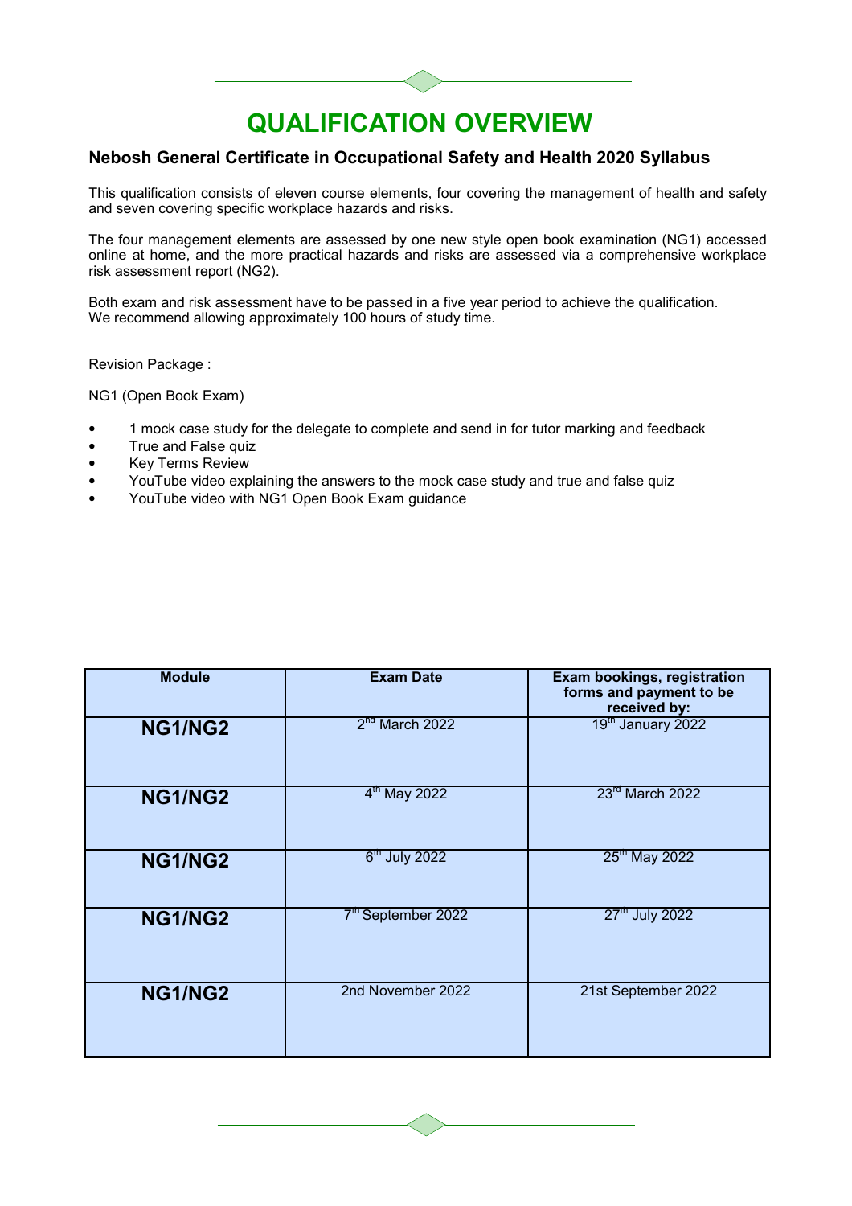# QUALIFICATION OVERVIEW

## Nebosh General Certificate in Occupational Safety and Health 2020 Syllabus

This qualification consists of eleven course elements, four covering the management of health and safety and seven covering specific workplace hazards and risks.

The four management elements are assessed by one new style open book examination (NG1) accessed online at home, and the more practical hazards and risks are assessed via a comprehensive workplace risk assessment report (NG2).

Both exam and risk assessment have to be passed in a five year period to achieve the qualification.
We recommend allowing approximately 100 hours of study time.

Revision Package :

NG1 (Open Book Exam)

- 1 mock case study for the delegate to complete and send in for tutor marking and feedback
- True and False quiz
- Key Terms Review
- YouTube video explaining the answers to the mock case study and true and false quiz
- YouTube video with NG1 Open Book Exam guidance

| Module | Exam Date | Exam bookings, registration forms and payment to be received by: |
|---|---|---|
| **NG1/NG2** | 2nd March 2022 | 19th January 2022 |
| **NG1/NG2** | 4th May 2022 | 23rd March 2022 |
| **NG1/NG2** | 6th July 2022 | 25th May 2022 |
| **NG1/NG2** | 7th September 2022 | 27th July 2022 |
| **NG1/NG2** | 2nd November 2022 | 21st September 2022 |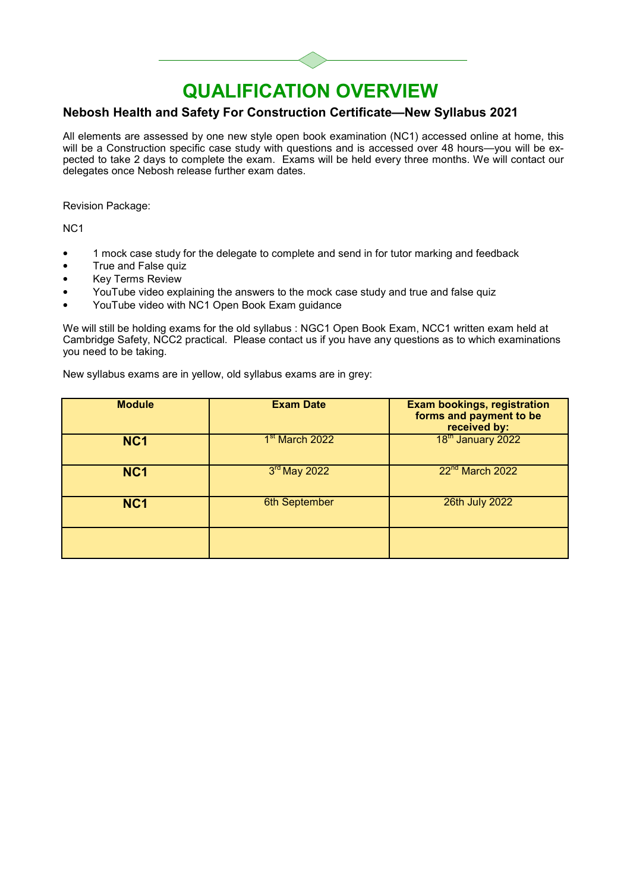# QUALIFICATION OVERVIEW

### Nebosh Health and Safety For Construction Certificate—New Syllabus 2021

All elements are assessed by one new style open book examination (NC1) accessed online at home, this will be a Construction specific case study with questions and is accessed over 48 hours—you will be expected to take 2 days to complete the exam. Exams will be held every three months. We will contact our delegates once Nebosh release further exam dates.

Revision Package:

NC1

- 1 mock case study for the delegate to complete and send in for tutor marking and feedback
- True and False quiz
- Key Terms Review
- YouTube video explaining the answers to the mock case study and true and false quiz
- YouTube video with NC1 Open Book Exam guidance

We will still be holding exams for the old syllabus : NGC1 Open Book Exam, NCC1 written exam held at Cambridge Safety, NCC2 practical. Please contact us if you have any questions as to which examinations you need to be taking.

New syllabus exams are in yellow, old syllabus exams are in grey:

| Module | Exam Date | Exam bookings, registration forms and payment to be received by: |
|---|---|---|
| **NC1** | 1st March 2022 | 18th January 2022 |
| **NC1** | 3rd May 2022 | 22nd March 2022 |
| **NC1** | 6th September | 26th July 2022 |
| | | |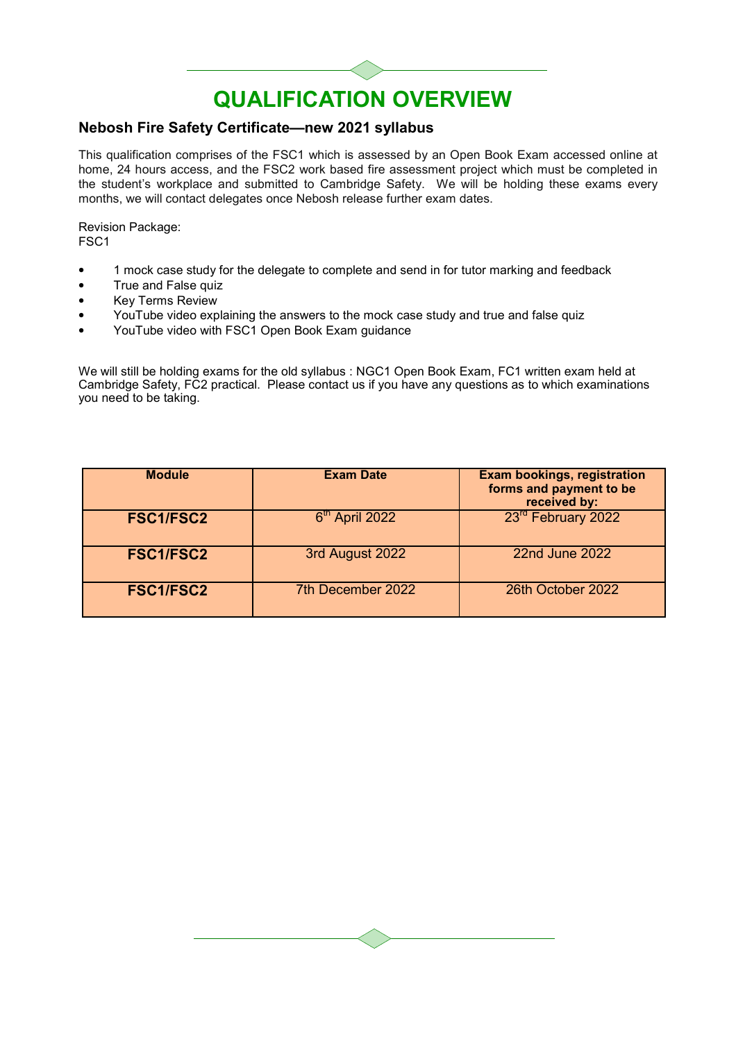# QUALIFICATION OVERVIEW

### Nebosh Fire Safety Certificate—new 2021 syllabus

This qualification comprises of the FSC1 which is assessed by an Open Book Exam accessed online at home, 24 hours access, and the FSC2 work based fire assessment project which must be completed in the student's workplace and submitted to Cambridge Safety. We will be holding these exams every months, we will contact delegates once Nebosh release further exam dates.

Revision Package:
FSC1

- 1 mock case study for the delegate to complete and send in for tutor marking and feedback
- True and False quiz
- Key Terms Review
- YouTube video explaining the answers to the mock case study and true and false quiz
- YouTube video with FSC1 Open Book Exam guidance

We will still be holding exams for the old syllabus : NGC1 Open Book Exam, FC1 written exam held at Cambridge Safety, FC2 practical. Please contact us if you have any questions as to which examinations you need to be taking.

| Module | Exam Date | Exam bookings, registration forms and payment to be received by: |
|---|---|---|
| **FSC1/FSC2** | 6th April 2022 | 23rd February 2022 |
| **FSC1/FSC2** | 3rd August 2022 | 22nd June 2022 |
| **FSC1/FSC2** | 7th December 2022 | 26th October 2022 |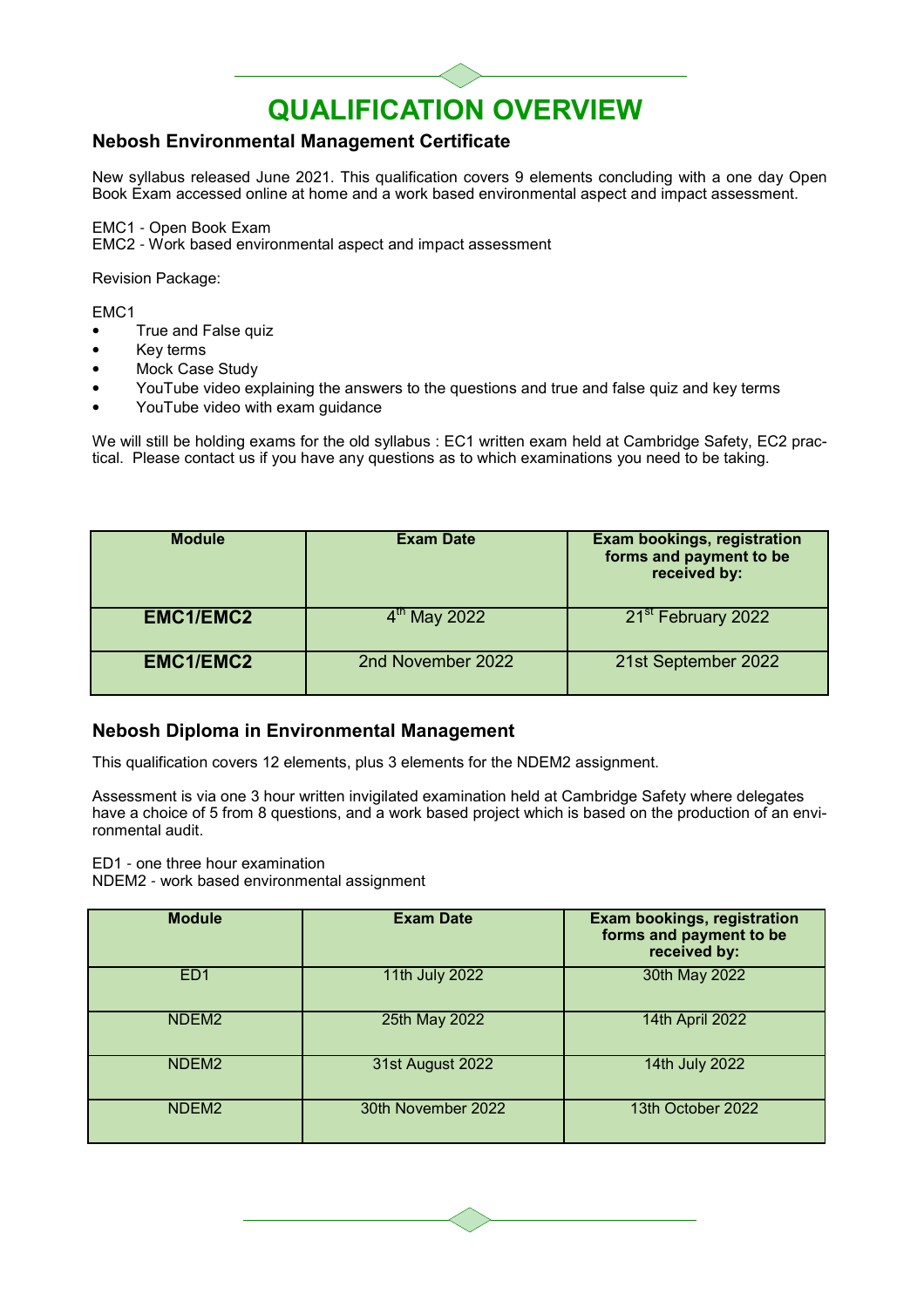# QUALIFICATION OVERVIEW

## Nebosh Environmental Management Certificate

New syllabus released June 2021. This qualification covers 9 elements concluding with a one day Open Book Exam accessed online at home and a work based environmental aspect and impact assessment.

EMC1 - Open Book Exam
EMC2 - Work based environmental aspect and impact assessment

Revision Package:

EMC1

- True and False quiz
- Key terms
- Mock Case Study
- YouTube video explaining the answers to the questions and true and false quiz and key terms
- YouTube video with exam guidance

We will still be holding exams for the old syllabus : EC1 written exam held at Cambridge Safety, EC2 practical. Please contact us if you have any questions as to which examinations you need to be taking.

| Module | Exam Date | Exam bookings, registration forms and payment to be received by: |
|---|---|---|
| **EMC1/EMC2** | 4th May 2022 | 21st February 2022 |
| **EMC1/EMC2** | 2nd November 2022 | 21st September 2022 |

## Nebosh Diploma in Environmental Management

This qualification covers 12 elements, plus 3 elements for the NDEM2 assignment.

Assessment is via one 3 hour written invigilated examination held at Cambridge Safety where delegates have a choice of 5 from 8 questions, and a work based project which is based on the production of an environmental audit.

ED1 - one three hour examination
NDEM2 - work based environmental assignment

| Module | Exam Date | Exam bookings, registration forms and payment to be received by: |
|---|---|---|
| ED1 | 11th July 2022 | 30th May 2022 |
| NDEM2 | 25th May 2022 | 14th April 2022 |
| NDEM2 | 31st August 2022 | 14th July 2022 |
| NDEM2 | 30th November 2022 | 13th October 2022 |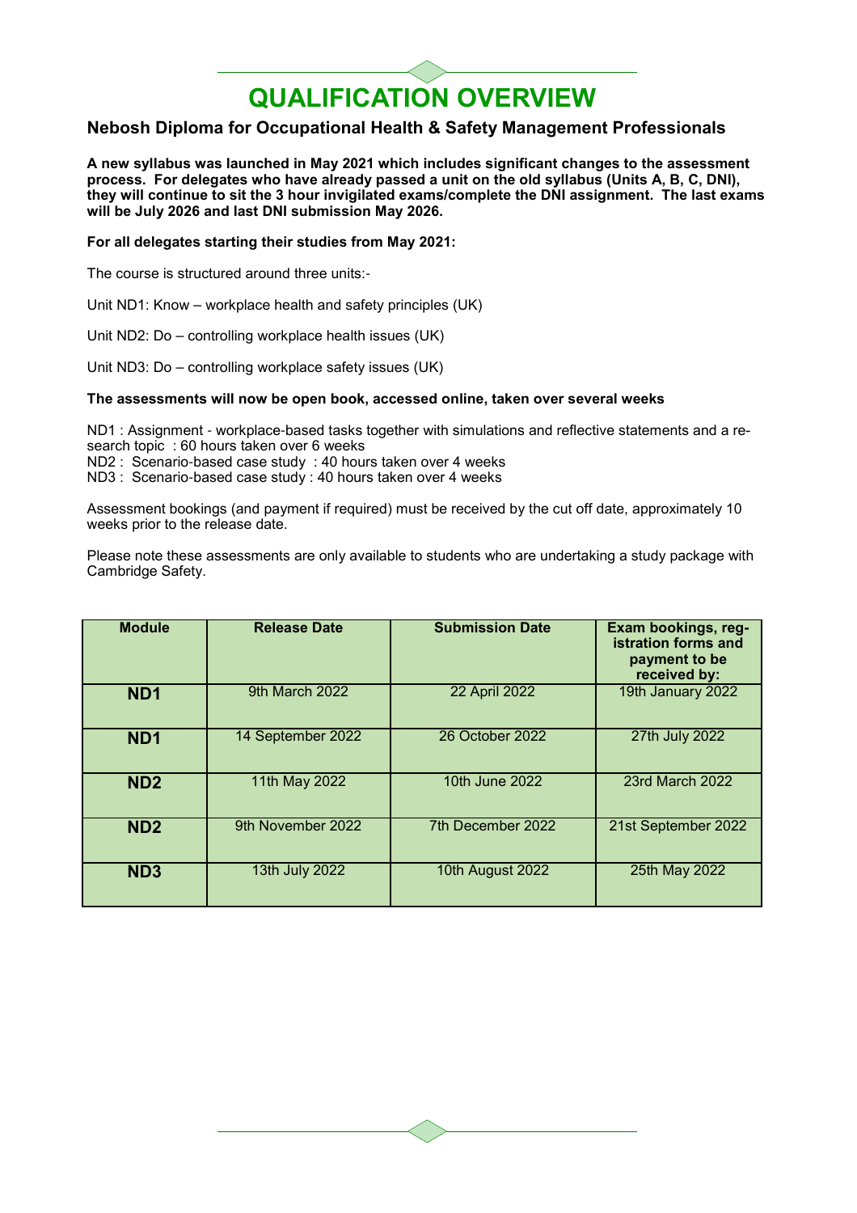# QUALIFICATION OVERVIEW

## Nebosh Diploma for Occupational Health & Safety Management Professionals

**A new syllabus was launched in May 2021 which includes significant changes to the assessment process. For delegates who have already passed a unit on the old syllabus (Units A, B, C, DNI), they will continue to sit the 3 hour invigilated exams/complete the DNI assignment. The last exams will be July 2026 and last DNI submission May 2026.**

**For all delegates starting their studies from May 2021:**

The course is structured around three units:-

Unit ND1: Know – workplace health and safety principles (UK)

Unit ND2: Do – controlling workplace health issues (UK)

Unit ND3: Do – controlling workplace safety issues (UK)

**The assessments will now be open book, accessed online, taken over several weeks**

ND1 : Assignment - workplace-based tasks together with simulations and reflective statements and a research topic : 60 hours taken over 6 weeks
ND2 : Scenario-based case study : 40 hours taken over 4 weeks
ND3 : Scenario-based case study : 40 hours taken over 4 weeks

Assessment bookings (and payment if required) must be received by the cut off date, approximately 10 weeks prior to the release date.

Please note these assessments are only available to students who are undertaking a study package with Cambridge Safety.

| Module | Release Date | Submission Date | Exam bookings, registration forms and payment to be received by: |
|---|---|---|---|
| **ND1** | 9th March 2022 | 22 April 2022 | 19th January 2022 |
| **ND1** | 14 September 2022 | 26 October 2022 | 27th July 2022 |
| **ND2** | 11th May 2022 | 10th June 2022 | 23rd March 2022 |
| **ND2** | 9th November 2022 | 7th December 2022 | 21st September 2022 |
| **ND3** | 13th July 2022 | 10th August 2022 | 25th May 2022 |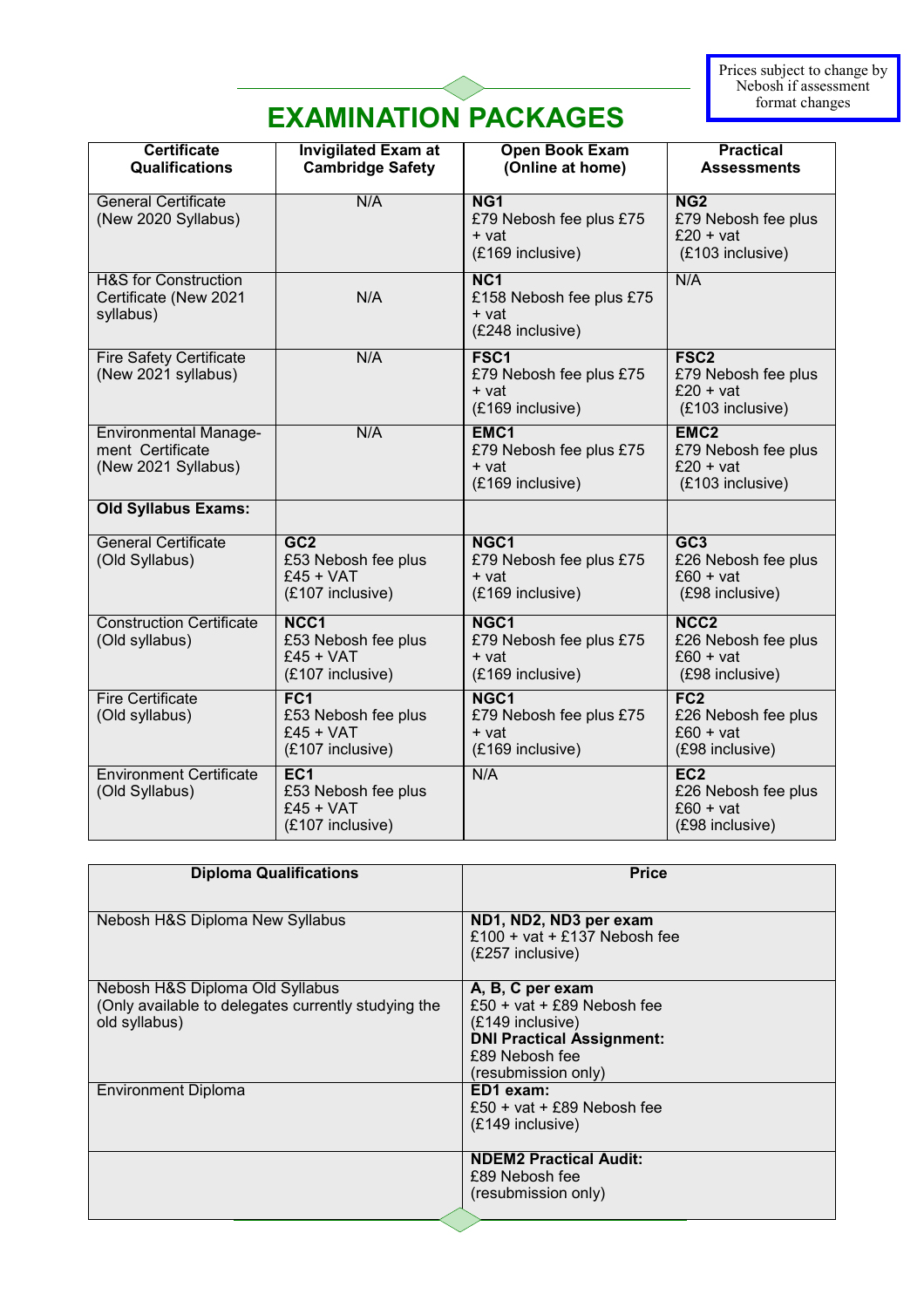Prices subject to change by Nebosh if assessment format changes

# EXAMINATION PACKAGES

| Certificate Qualifications | Invigilated Exam at Cambridge Safety | Open Book Exam (Online at home) | Practical Assessments |
|---|---|---|---|
| General Certificate (New 2020 Syllabus) | N/A | **NG1** £79 Nebosh fee plus £75 + vat (£169 inclusive) | **NG2** £79 Nebosh fee plus £20 + vat (£103 inclusive) |
| H&S for Construction Certificate (New 2021 syllabus) | N/A | **NC1** £158 Nebosh fee plus £75 + vat (£248 inclusive) | N/A |
| Fire Safety Certificate (New 2021 syllabus) | N/A | **FSC1** £79 Nebosh fee plus £75 + vat (£169 inclusive) | **FSC2** £79 Nebosh fee plus £20 + vat (£103 inclusive) |
| Environmental Management Certificate (New 2021 Syllabus) | N/A | **EMC1** £79 Nebosh fee plus £75 + vat (£169 inclusive) | **EMC2** £79 Nebosh fee plus £20 + vat (£103 inclusive) |
| **Old Syllabus Exams:** | | | |
| General Certificate (Old Syllabus) | **GC2** £53 Nebosh fee plus £45 + VAT (£107 inclusive) | **NGC1** £79 Nebosh fee plus £75 + vat (£169 inclusive) | **GC3** £26 Nebosh fee plus £60 + vat (£98 inclusive) |
| Construction Certificate (Old syllabus) | **NCC1** £53 Nebosh fee plus £45 + VAT (£107 inclusive) | **NGC1** £79 Nebosh fee plus £75 + vat (£169 inclusive) | **NCC2** £26 Nebosh fee plus £60 + vat (£98 inclusive) |
| Fire Certificate (Old syllabus) | **FC1** £53 Nebosh fee plus £45 + VAT (£107 inclusive) | **NGC1** £79 Nebosh fee plus £75 + vat (£169 inclusive) | **FC2** £26 Nebosh fee plus £60 + vat (£98 inclusive) |
| Environment Certificate (Old Syllabus) | **EC1** £53 Nebosh fee plus £45 + VAT (£107 inclusive) | N/A | **EC2** £26 Nebosh fee plus £60 + vat (£98 inclusive) |

| Diploma Qualifications | Price |
|---|---|
| Nebosh H&S Diploma New Syllabus | **ND1, ND2, ND3 per exam** £100 + vat + £137 Nebosh fee (£257 inclusive) |
| Nebosh H&S Diploma Old Syllabus (Only available to delegates currently studying the old syllabus) | **A, B, C per exam** £50 + vat + £89 Nebosh fee (£149 inclusive) **DNI Practical Assignment:** £89 Nebosh fee (resubmission only) |
| Environment Diploma | **ED1 exam:** £50 + vat + £89 Nebosh fee (£149 inclusive) |
| | **NDEM2 Practical Audit:** £89 Nebosh fee (resubmission only) |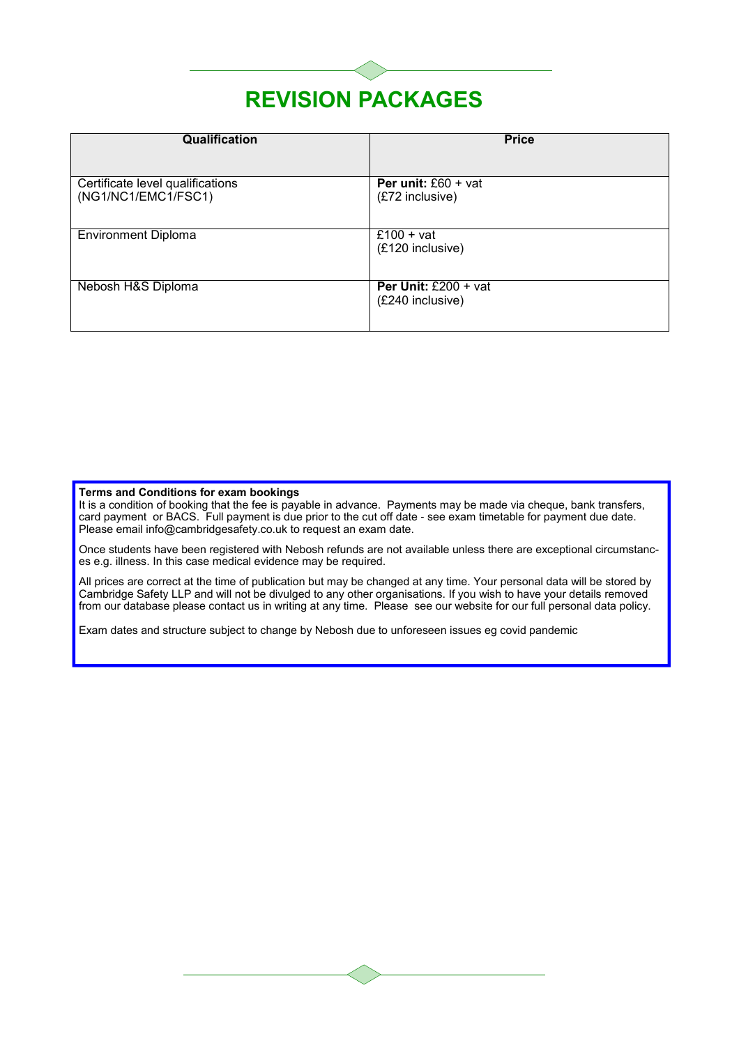# REVISION PACKAGES

| Qualification | Price |
|---|---|
| Certificate level qualifications (NG1/NC1/EMC1/FSC1) | **Per unit:** £60 + vat (£72 inclusive) |
| Environment Diploma | £100 + vat (£120 inclusive) |
| Nebosh H&S Diploma | **Per Unit:** £200 + vat (£240 inclusive) |

**Terms and Conditions for exam bookings**
It is a condition of booking that the fee is payable in advance. Payments may be made via cheque, bank transfers, card payment or BACS. Full payment is due prior to the cut off date - see exam timetable for payment due date. Please email info@cambridgesafety.co.uk to request an exam date.

Once students have been registered with Nebosh refunds are not available unless there are exceptional circumstances e.g. illness. In this case medical evidence may be required.

All prices are correct at the time of publication but may be changed at any time. Your personal data will be stored by Cambridge Safety LLP and will not be divulged to any other organisations. If you wish to have your details removed from our database please contact us in writing at any time. Please see our website for our full personal data policy.

Exam dates and structure subject to change by Nebosh due to unforeseen issues eg covid pandemic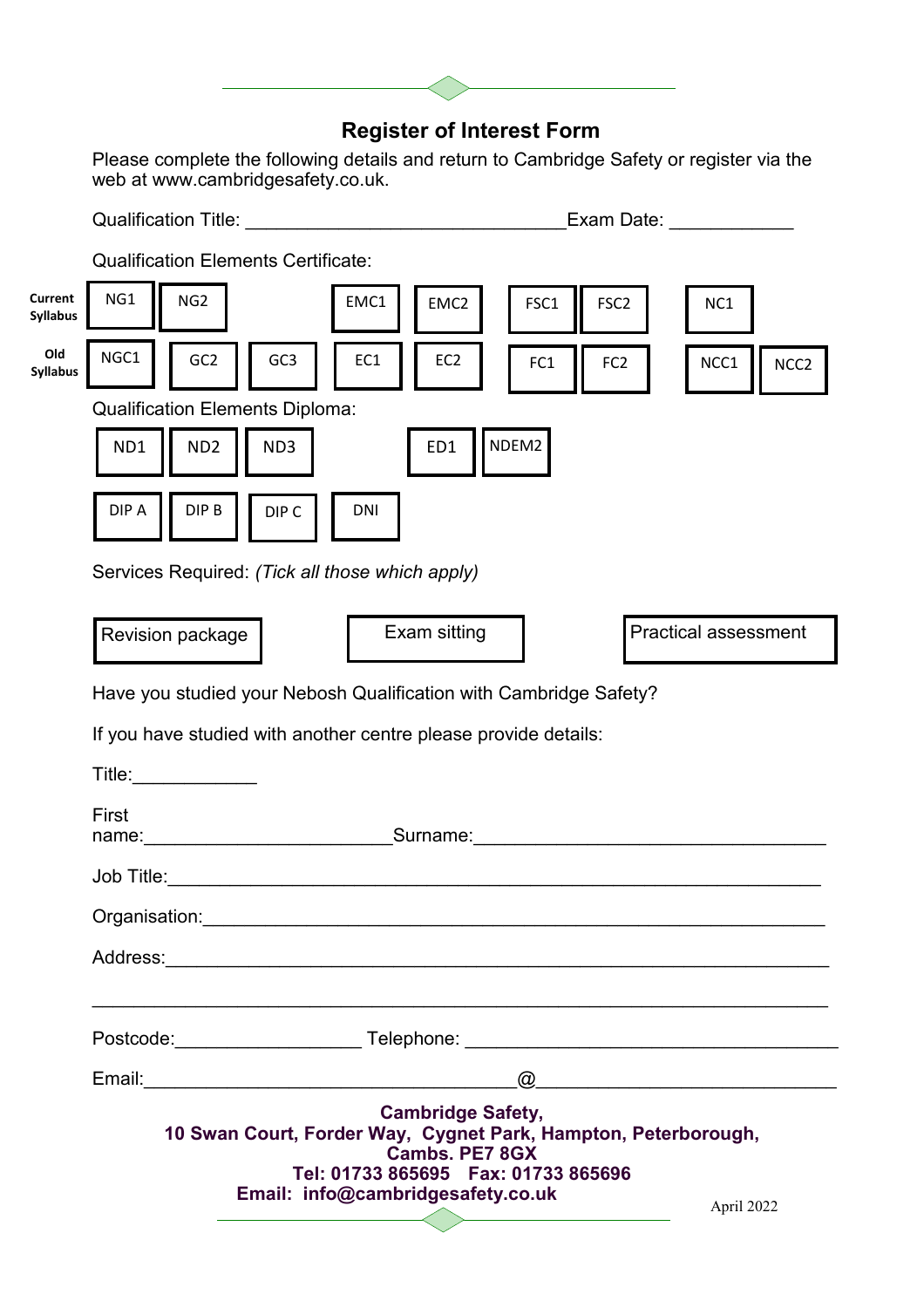## Register of Interest Form

Please complete the following details and return to Cambridge Safety or register via the web at www.cambridgesafety.co.uk.

Qualification Title: ______________________________ Exam Date: ____________

Qualification Elements Certificate:

| | | | | | | | | | | |
|---|---|---|---|---|---|---|---|---|---|---|
| **Current Syllabus** | NG1 | NG2 | | EMC1 | EMC2 | FSC1 | FSC2 | NC1 | |
| **Old Syllabus** | NGC1 | GC2 | GC3 | EC1 | EC2 | FC1 | FC2 | NCC1 | NCC2 |

Qualification Elements Diploma:

| | | | | |
|---|---|---|---|---|
| ND1 | ND2 | ND3 | ED1 | NDEM2 |
| DIP A | DIP B | DIP C | DNI | |

Services Required: *(Tick all those which apply)*

Revision package | Exam sitting | Practical assessment

Have you studied your Nebosh Qualification with Cambridge Safety?

If you have studied with another centre please provide details:

Title:____________

First name:_______________________ Surname:__________________________________

Job Title:____________________________________________________________

Organisation:_________________________________________________________

Address:_____________________________________________________________

_____________________________________________________________________

Postcode:_________________ Telephone: ____________________________________

Email:__________________________________@____________________________

**Cambridge Safety,**
**10 Swan Court, Forder Way, Cygnet Park, Hampton, Peterborough, Cambs. PE7 8GX**
**Tel: 01733 865695 Fax: 01733 865696**
**Email: info@cambridgesafety.co.uk**

April 2022